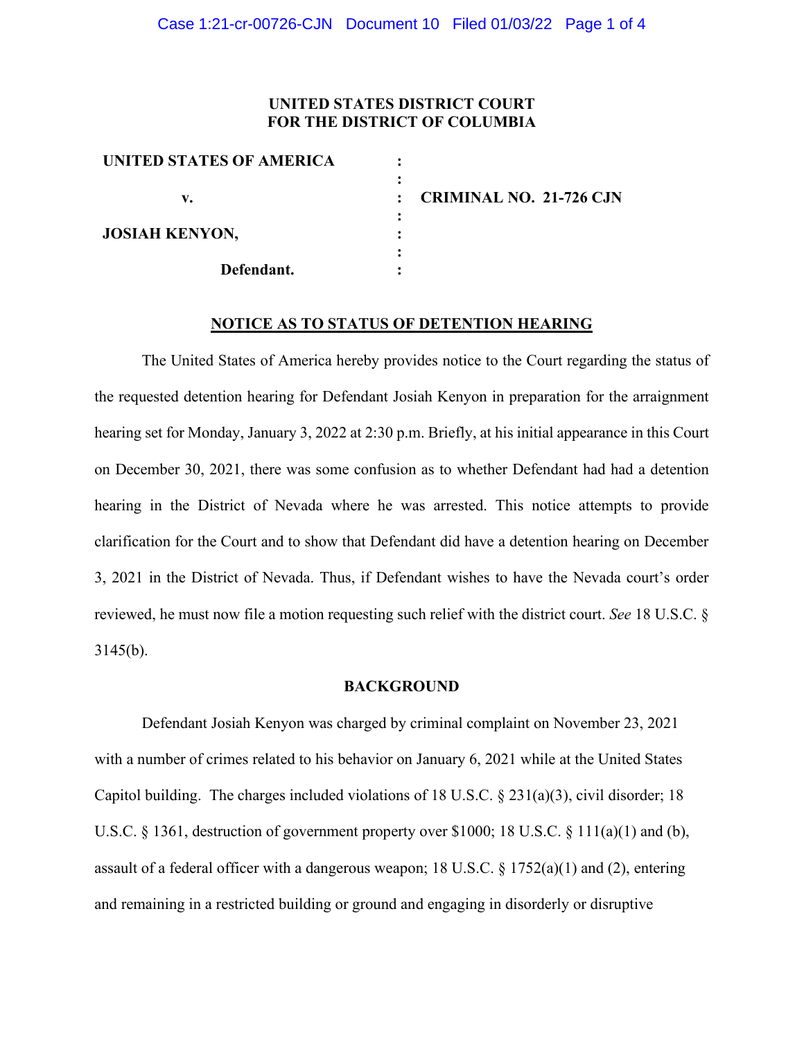**UNITED STATES DISTRICT COURT
FOR THE DISTRICT OF COLUMBIA**

| | | |
|---|---|---|
| **UNITED STATES OF AMERICA** | : | |
| | : | |
| **v.** | : | **CRIMINAL NO. 21-726 CJN** |
| | : | |
| **JOSIAH KENYON,** | : | |
| | : | |
| **Defendant.** | : | |

## NOTICE AS TO STATUS OF DETENTION HEARING

The United States of America hereby provides notice to the Court regarding the status of the requested detention hearing for Defendant Josiah Kenyon in preparation for the arraignment hearing set for Monday, January 3, 2022 at 2:30 p.m. Briefly, at his initial appearance in this Court on December 30, 2021, there was some confusion as to whether Defendant had had a detention hearing in the District of Nevada where he was arrested. This notice attempts to provide clarification for the Court and to show that Defendant did have a detention hearing on December 3, 2021 in the District of Nevada. Thus, if Defendant wishes to have the Nevada court's order reviewed, he must now file a motion requesting such relief with the district court. *See* 18 U.S.C. § 3145(b).

## BACKGROUND

Defendant Josiah Kenyon was charged by criminal complaint on November 23, 2021 with a number of crimes related to his behavior on January 6, 2021 while at the United States Capitol building. The charges included violations of 18 U.S.C. § 231(a)(3), civil disorder; 18 U.S.C. § 1361, destruction of government property over $1000; 18 U.S.C. § 111(a)(1) and (b), assault of a federal officer with a dangerous weapon; 18 U.S.C. § 1752(a)(1) and (2), entering and remaining in a restricted building or ground and engaging in disorderly or disruptive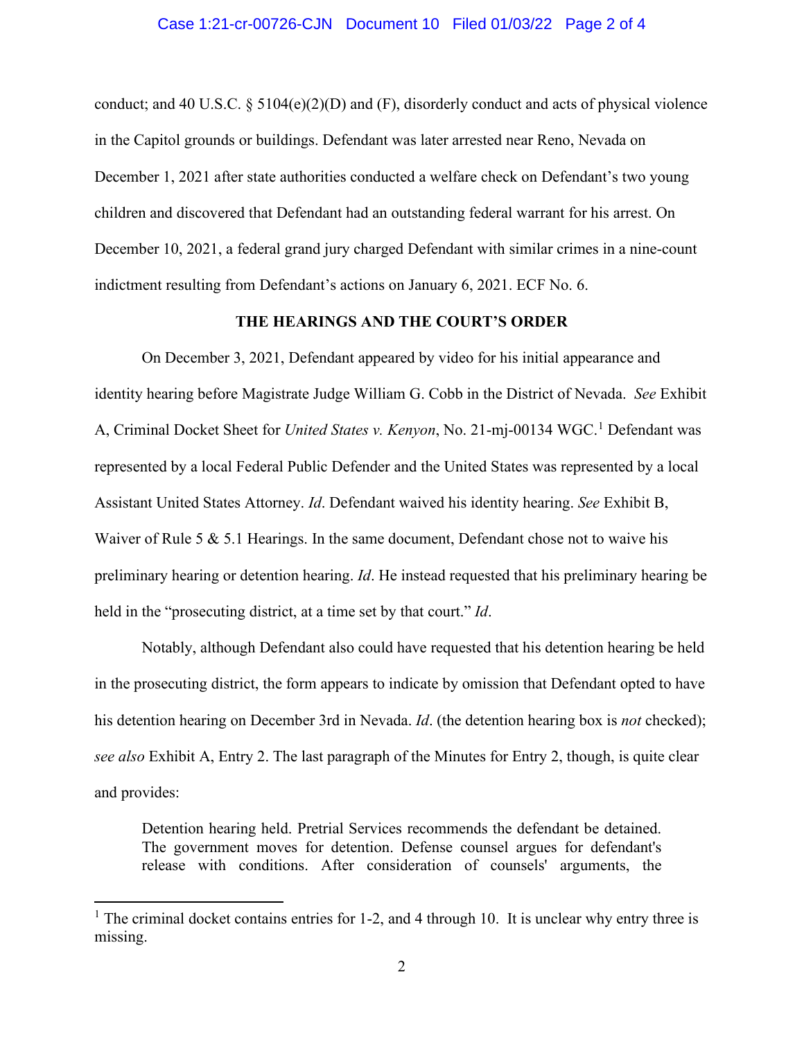conduct; and 40 U.S.C. § 5104(e)(2)(D) and (F), disorderly conduct and acts of physical violence in the Capitol grounds or buildings. Defendant was later arrested near Reno, Nevada on December 1, 2021 after state authorities conducted a welfare check on Defendant's two young children and discovered that Defendant had an outstanding federal warrant for his arrest. On December 10, 2021, a federal grand jury charged Defendant with similar crimes in a nine-count indictment resulting from Defendant's actions on January 6, 2021. ECF No. 6.

## THE HEARINGS AND THE COURT'S ORDER

On December 3, 2021, Defendant appeared by video for his initial appearance and identity hearing before Magistrate Judge William G. Cobb in the District of Nevada. *See* Exhibit A, Criminal Docket Sheet for *United States v. Kenyon*, No. 21-mj-00134 WGC.[1] Defendant was represented by a local Federal Public Defender and the United States was represented by a local Assistant United States Attorney. *Id*. Defendant waived his identity hearing. *See* Exhibit B, Waiver of Rule 5 & 5.1 Hearings. In the same document, Defendant chose not to waive his preliminary hearing or detention hearing. *Id*. He instead requested that his preliminary hearing be held in the "prosecuting district, at a time set by that court." *Id*.

Notably, although Defendant also could have requested that his detention hearing be held in the prosecuting district, the form appears to indicate by omission that Defendant opted to have his detention hearing on December 3rd in Nevada. *Id*. (the detention hearing box is *not* checked); *see also* Exhibit A, Entry 2. The last paragraph of the Minutes for Entry 2, though, is quite clear and provides:

> Detention hearing held. Pretrial Services recommends the defendant be detained. The government moves for detention. Defense counsel argues for defendant's release with conditions. After consideration of counsels' arguments, the

[1] The criminal docket contains entries for 1-2, and 4 through 10. It is unclear why entry three is missing.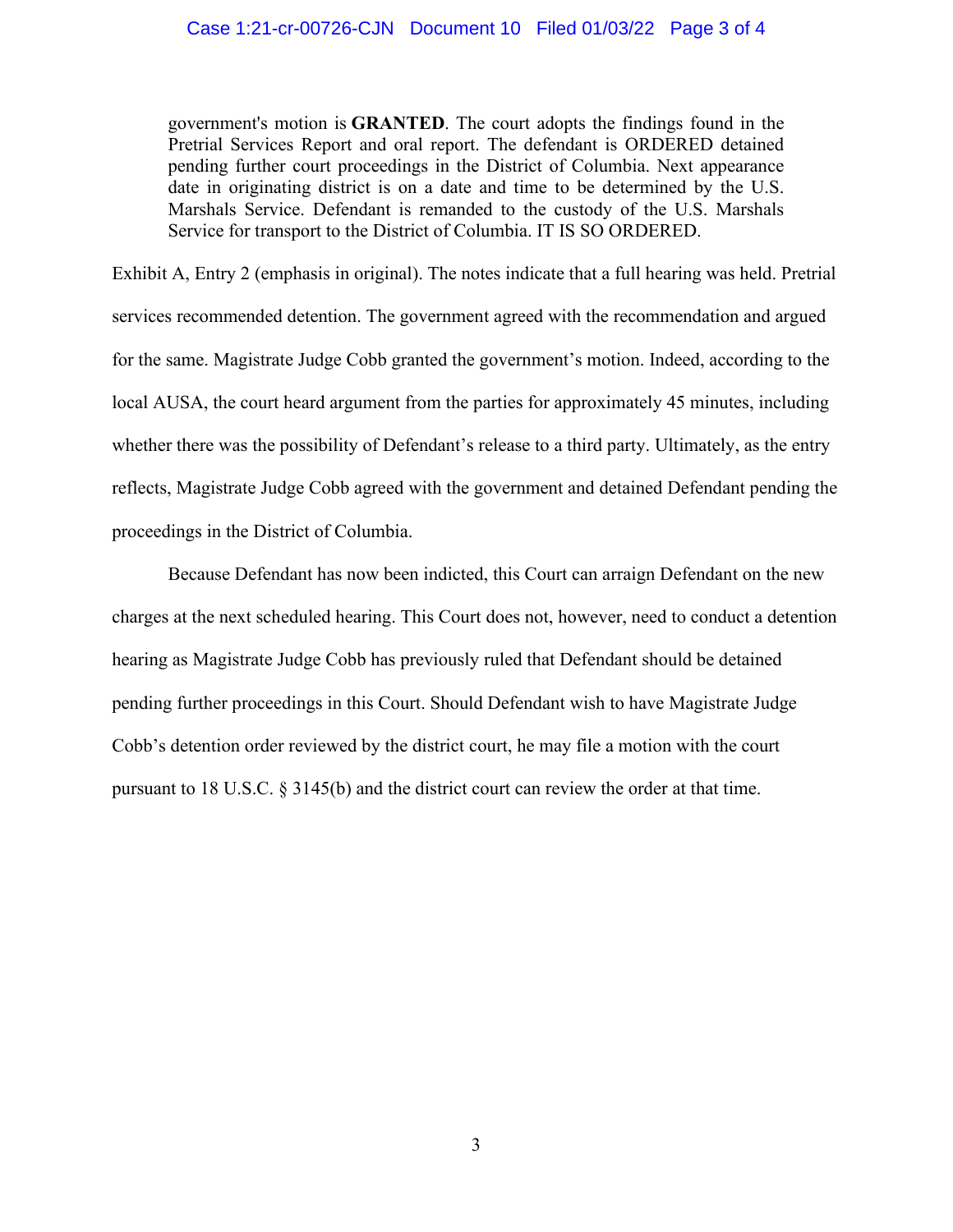> government's motion is **GRANTED**. The court adopts the findings found in the Pretrial Services Report and oral report. The defendant is ORDERED detained pending further court proceedings in the District of Columbia. Next appearance date in originating district is on a date and time to be determined by the U.S. Marshals Service. Defendant is remanded to the custody of the U.S. Marshals Service for transport to the District of Columbia. IT IS SO ORDERED.

Exhibit A, Entry 2 (emphasis in original). The notes indicate that a full hearing was held. Pretrial services recommended detention. The government agreed with the recommendation and argued for the same. Magistrate Judge Cobb granted the government's motion. Indeed, according to the local AUSA, the court heard argument from the parties for approximately 45 minutes, including whether there was the possibility of Defendant's release to a third party. Ultimately, as the entry reflects, Magistrate Judge Cobb agreed with the government and detained Defendant pending the proceedings in the District of Columbia.

Because Defendant has now been indicted, this Court can arraign Defendant on the new charges at the next scheduled hearing. This Court does not, however, need to conduct a detention hearing as Magistrate Judge Cobb has previously ruled that Defendant should be detained pending further proceedings in this Court. Should Defendant wish to have Magistrate Judge Cobb's detention order reviewed by the district court, he may file a motion with the court pursuant to 18 U.S.C. § 3145(b) and the district court can review the order at that time.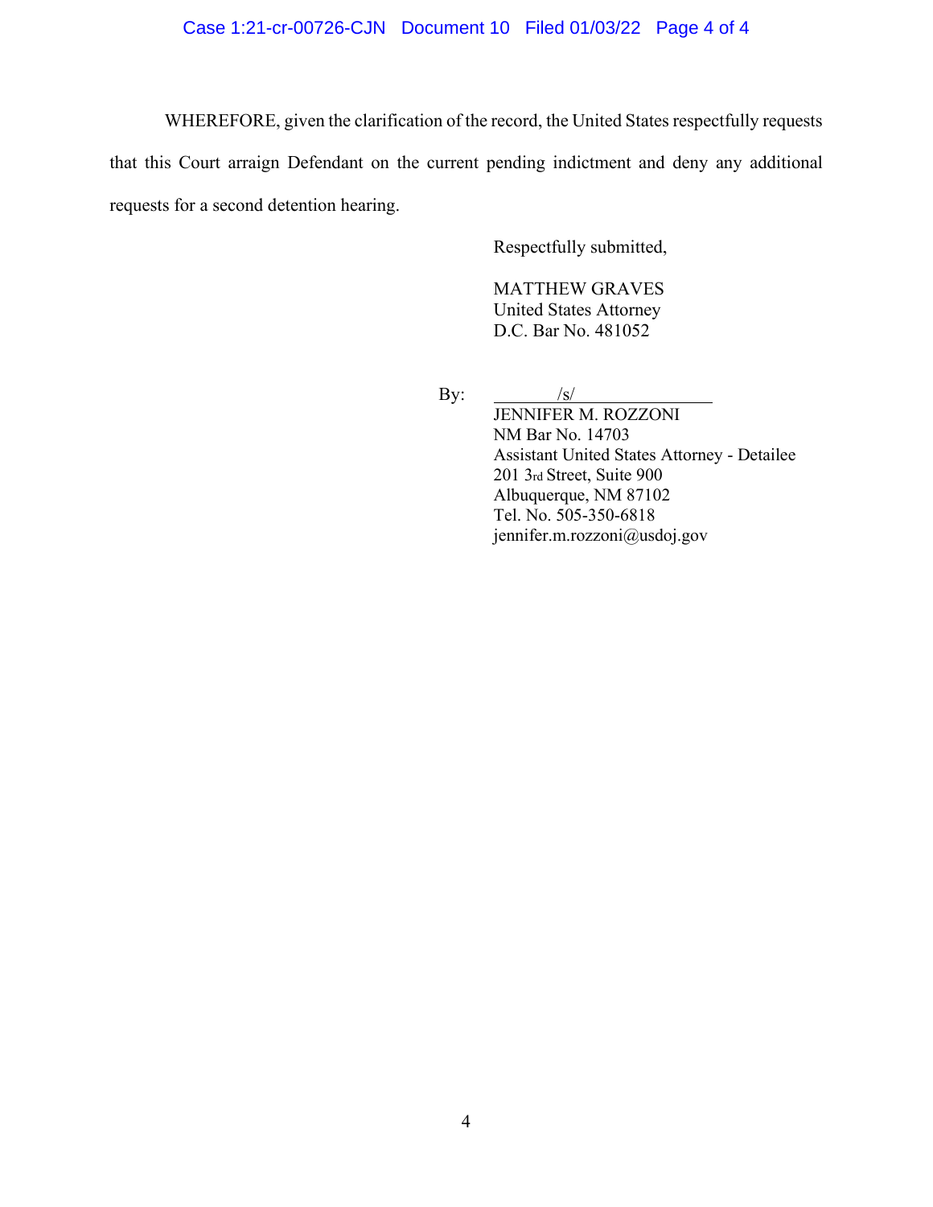WHEREFORE, given the clarification of the record, the United States respectfully requests that this Court arraign Defendant on the current pending indictment and deny any additional requests for a second detention hearing.

Respectfully submitted,

MATTHEW GRAVES
United States Attorney
D.C. Bar No. 481052

By: /s/
JENNIFER M. ROZZONI
NM Bar No. 14703
Assistant United States Attorney - Detailee
201 3rd Street, Suite 900
Albuquerque, NM 87102
Tel. No. 505-350-6818
jennifer.m.rozzoni@usdoj.gov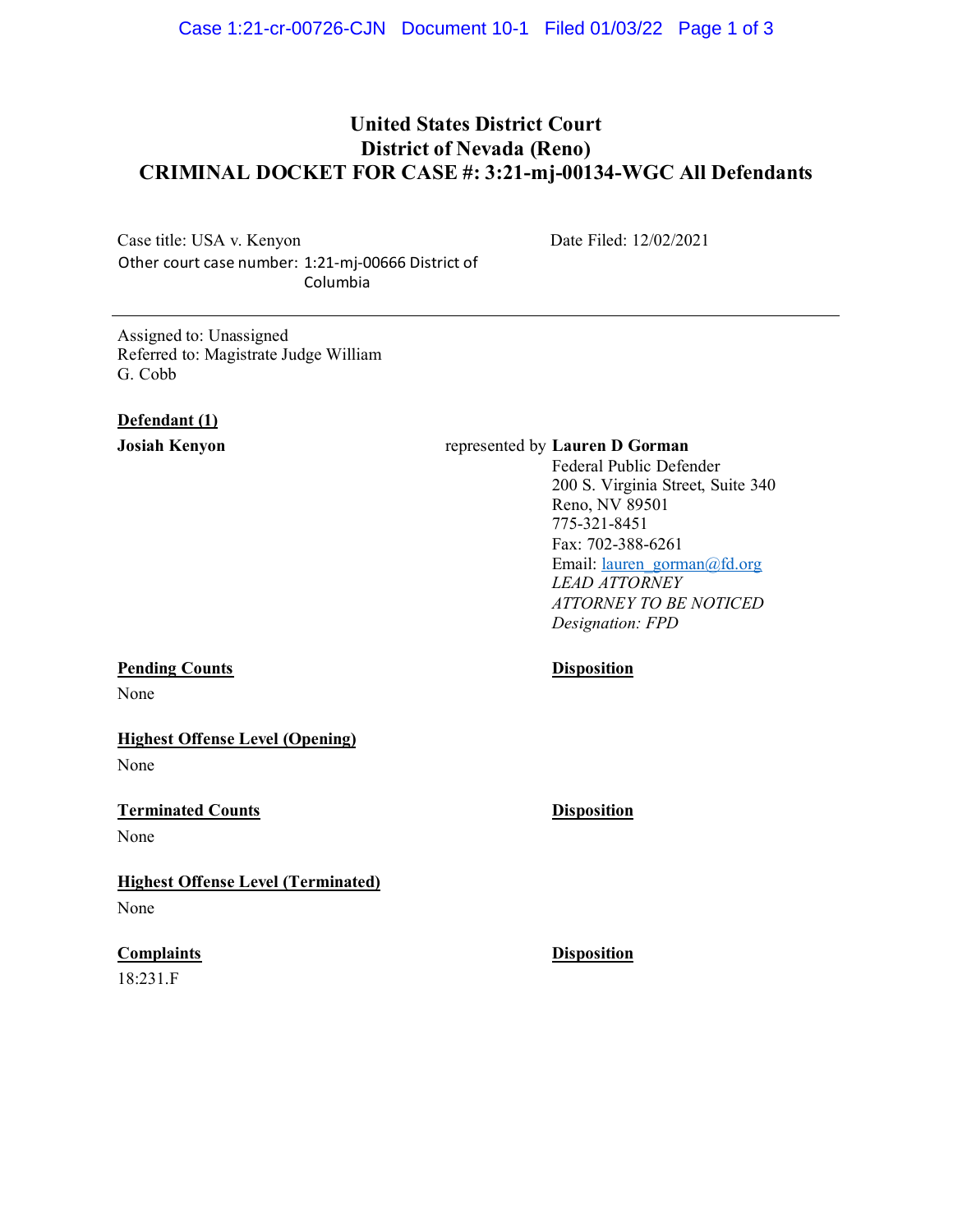# United States District Court
# District of Nevada (Reno)
# CRIMINAL DOCKET FOR CASE #: 3:21-mj-00134-WGC All Defendants

Case title: USA v. Kenyon

Other court case number: 1:21-mj-00666 District of Columbia

Date Filed: 12/02/2021

---

Assigned to: Unassigned
Referred to: Magistrate Judge William G. Cobb

**Defendant (1)**

**Josiah Kenyon**

represented by **Lauren D Gorman**
Federal Public Defender
200 S. Virginia Street, Suite 340
Reno, NV 89501
775-321-8451
Fax: 702-388-6261
Email: lauren_gorman@fd.org
*LEAD ATTORNEY*
*ATTORNEY TO BE NOTICED*
*Designation: FPD*

| **Pending Counts** | **Disposition** |
|---|---|
| None | |

**Highest Offense Level (Opening)**

None

| **Terminated Counts** | **Disposition** |
|---|---|
| None | |

**Highest Offense Level (Terminated)**

None

| **Complaints** | **Disposition** |
|---|---|
| 18:231.F | |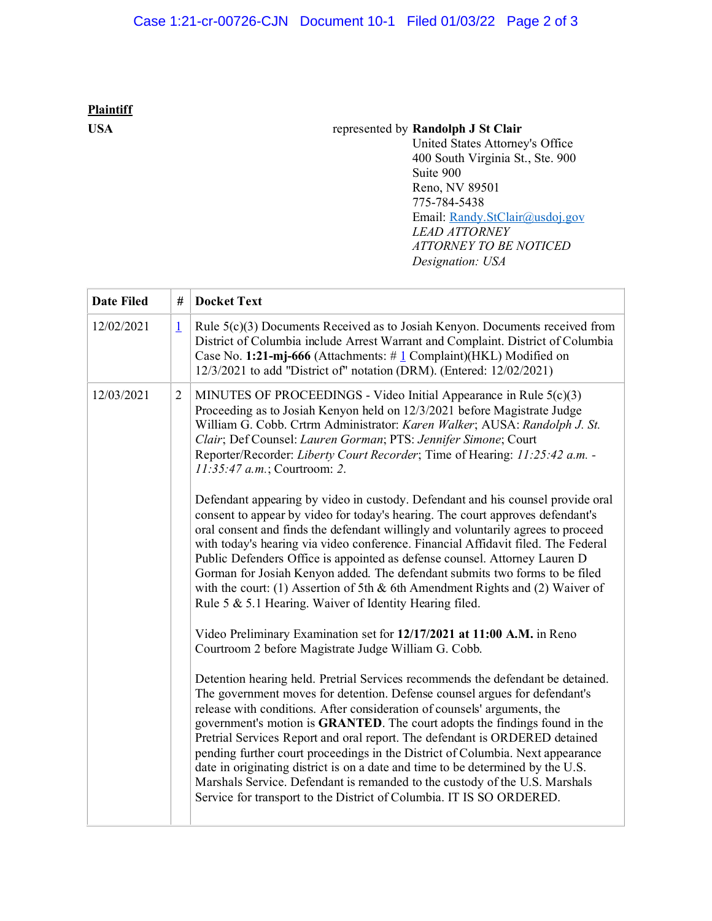**Plaintiff**

**USA** represented by **Randolph J St Clair**
United States Attorney's Office
400 South Virginia St., Ste. 900
Suite 900
Reno, NV 89501
775-784-5438
Email: Randy.StClair@usdoj.gov
*LEAD ATTORNEY*
*ATTORNEY TO BE NOTICED*
*Designation: USA*

| Date Filed | # | Docket Text |
|---|---|---|
| 12/02/2021 | 1 | Rule 5(c)(3) Documents Received as to Josiah Kenyon. Documents received from District of Columbia include Arrest Warrant and Complaint. District of Columbia Case No. **1:21-mj-666** (Attachments: # 1 Complaint)(HKL) Modified on 12/3/2021 to add "District of" notation (DRM). (Entered: 12/02/2021) |
| 12/03/2021 | 2 | MINUTES OF PROCEEDINGS - Video Initial Appearance in Rule 5(c)(3) Proceeding as to Josiah Kenyon held on 12/3/2021 before Magistrate Judge William G. Cobb. Crtrm Administrator: *Karen Walker*; AUSA: *Randolph J. St. Clair*; Def Counsel: *Lauren Gorman*; PTS: *Jennifer Simone*; Court Reporter/Recorder: *Liberty Court Recorder*; Time of Hearing: *11:25:42 a.m. - 11:35:47 a.m.*; Courtroom: *2*.<br><br>Defendant appearing by video in custody. Defendant and his counsel provide oral consent to appear by video for today's hearing. The court approves defendant's oral consent and finds the defendant willingly and voluntarily agrees to proceed with today's hearing via video conference. Financial Affidavit filed. The Federal Public Defenders Office is appointed as defense counsel. Attorney Lauren D Gorman for Josiah Kenyon added. The defendant submits two forms to be filed with the court: (1) Assertion of 5th & 6th Amendment Rights and (2) Waiver of Rule 5 & 5.1 Hearing. Waiver of Identity Hearing filed.<br><br>Video Preliminary Examination set for **12/17/2021 at 11:00 A.M.** in Reno Courtroom 2 before Magistrate Judge William G. Cobb.<br><br>Detention hearing held. Pretrial Services recommends the defendant be detained. The government moves for detention. Defense counsel argues for defendant's release with conditions. After consideration of counsels' arguments, the government's motion is **GRANTED**. The court adopts the findings found in the Pretrial Services Report and oral report. The defendant is ORDERED detained pending further court proceedings in the District of Columbia. Next appearance date in originating district is on a date and time to be determined by the U.S. Marshals Service. Defendant is remanded to the custody of the U.S. Marshals Service for transport to the District of Columbia. IT IS SO ORDERED. |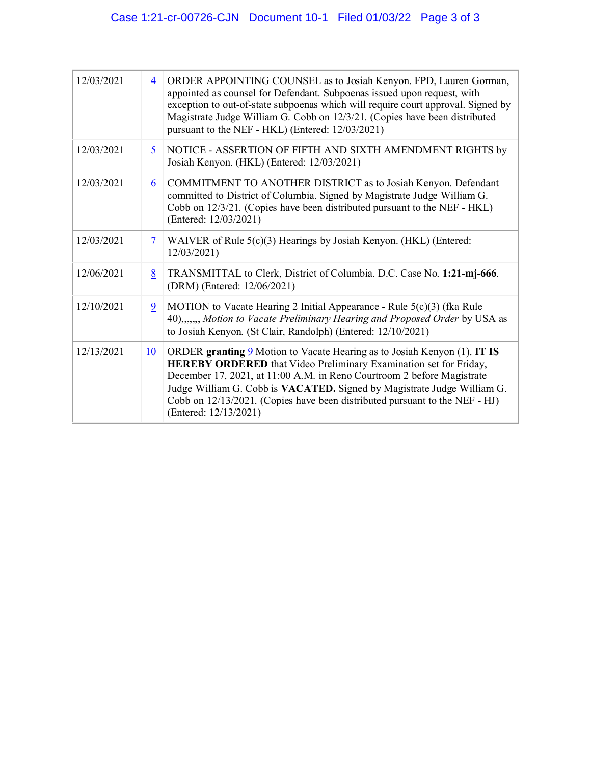| | | |
|---|---|---|
| 12/03/2021 | 4 | ORDER APPOINTING COUNSEL as to Josiah Kenyon. FPD, Lauren Gorman, appointed as counsel for Defendant. Subpoenas issued upon request, with exception to out-of-state subpoenas which will require court approval. Signed by Magistrate Judge William G. Cobb on 12/3/21. (Copies have been distributed pursuant to the NEF - HKL) (Entered: 12/03/2021) |
| 12/03/2021 | 5 | NOTICE - ASSERTION OF FIFTH AND SIXTH AMENDMENT RIGHTS by Josiah Kenyon. (HKL) (Entered: 12/03/2021) |
| 12/03/2021 | 6 | COMMITMENT TO ANOTHER DISTRICT as to Josiah Kenyon. Defendant committed to District of Columbia. Signed by Magistrate Judge William G. Cobb on 12/3/21. (Copies have been distributed pursuant to the NEF - HKL) (Entered: 12/03/2021) |
| 12/03/2021 | 7 | WAIVER of Rule 5(c)(3) Hearings by Josiah Kenyon. (HKL) (Entered: 12/03/2021) |
| 12/06/2021 | 8 | TRANSMITTAL to Clerk, District of Columbia. D.C. Case No. **1:21-mj-666**. (DRM) (Entered: 12/06/2021) |
| 12/10/2021 | 9 | MOTION to Vacate Hearing 2 Initial Appearance - Rule 5(c)(3) (fka Rule 40),,,,,,, *Motion to Vacate Preliminary Hearing and Proposed Order* by USA as to Josiah Kenyon. (St Clair, Randolph) (Entered: 12/10/2021) |
| 12/13/2021 | 10 | ORDER **granting** 9 Motion to Vacate Hearing as to Josiah Kenyon (1). **IT IS HEREBY ORDERED** that Video Preliminary Examination set for Friday, December 17, 2021, at 11:00 A.M. in Reno Courtroom 2 before Magistrate Judge William G. Cobb is **VACATED.** Signed by Magistrate Judge William G. Cobb on 12/13/2021. (Copies have been distributed pursuant to the NEF - HJ) (Entered: 12/13/2021) |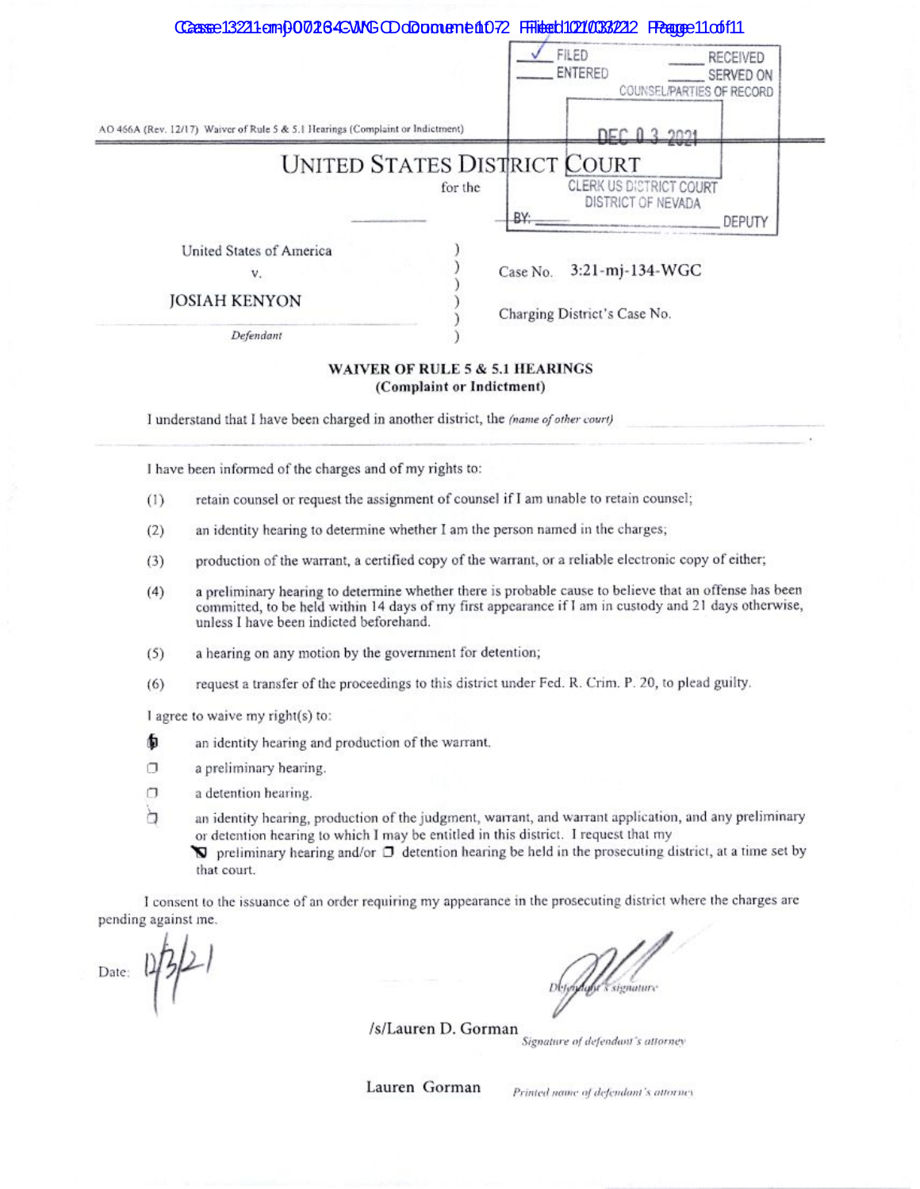AO 466A (Rev. 12/17) Waiver of Rule 5 & 5.1 Hearings (Complaint or Indictment)

✓ FILED ___ RECEIVED
___ ENTERED ___ SERVED ON
COUNSEL/PARTIES OF RECORD

DEC 0 3 2021

CLERK US DISTRICT COURT
DISTRICT OF NEVADA

BY: ___ DEPUTY

# UNITED STATES DISTRICT COURT

for the

______________

United States of America
v.
JOSIAH KENYON
*Defendant*

Case No. 3:21-mj-134-WGC

Charging District's Case No.

## WAIVER OF RULE 5 & 5.1 HEARINGS
**(Complaint or Indictment)**

I understand that I have been charged in another district, the *(name of other court)* ______________

I have been informed of the charges and of my rights to:

(1) retain counsel or request the assignment of counsel if I am unable to retain counsel;

(2) an identity hearing to determine whether I am the person named in the charges;

(3) production of the warrant, a certified copy of the warrant, or a reliable electronic copy of either;

(4) a preliminary hearing to determine whether there is probable cause to believe that an offense has been committed, to be held within 14 days of my first appearance if I am in custody and 21 days otherwise, unless I have been indicted beforehand.

(5) a hearing on any motion by the government for detention;

(6) request a transfer of the proceedings to this district under Fed. R. Crim. P. 20, to plead guilty.

I agree to waive my right(s) to:

☒ an identity hearing and production of the warrant.

☐ a preliminary hearing.

☐ a detention hearing.

☐ an identity hearing, production of the judgment, warrant, and warrant application, and any preliminary or detention hearing to which I may be entitled in this district. I request that my ☒ preliminary hearing and/or ☐ detention hearing be held in the prosecuting district, at a time set by that court.

I consent to the issuance of an order requiring my appearance in the prosecuting district where the charges are pending against me.

Date: 12/3/21

*Defendant's signature*

/s/Lauren D. Gorman
*Signature of defendant's attorney*

Lauren Gorman
*Printed name of defendant's attorney*